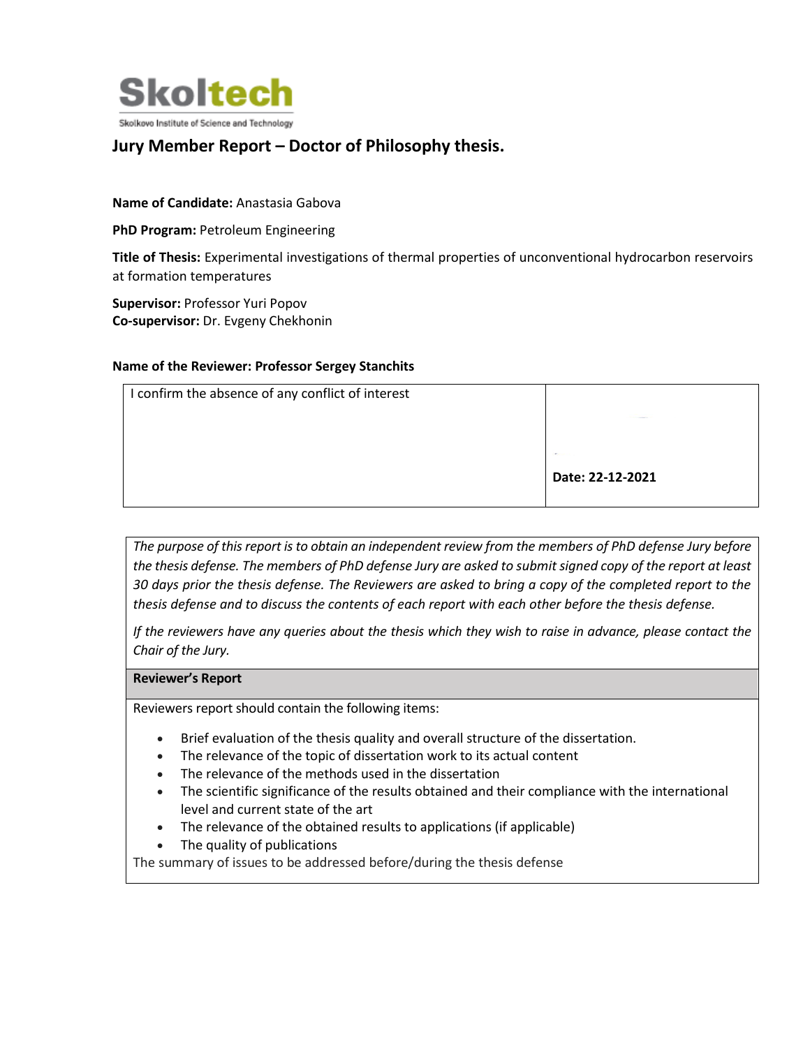Skoltech

Skolkovo Institute of Science and Technology

# Jury Member Report – Doctor of Philosophy thesis.

**Name of Candidate:** Anastasia Gabova

**PhD Program:** Petroleum Engineering

**Title of Thesis:** Experimental investigations of thermal properties of unconventional hydrocarbon reservoirs at formation temperatures

**Supervisor:** Professor Yuri Popov
**Co-supervisor:** Dr. Evgeny Chekhonin

**Name of the Reviewer: Professor Sergey Stanchits**

| I confirm the absence of any conflict of interest | **Date: 22-12-2021** |
|---|---|

*The purpose of this report is to obtain an independent review from the members of PhD defense Jury before the thesis defense. The members of PhD defense Jury are asked to submit signed copy of the report at least 30 days prior the thesis defense. The Reviewers are asked to bring a copy of the completed report to the thesis defense and to discuss the contents of each report with each other before the thesis defense.*

*If the reviewers have any queries about the thesis which they wish to raise in advance, please contact the Chair of the Jury.*

**Reviewer's Report**

Reviewers report should contain the following items:

- Brief evaluation of the thesis quality and overall structure of the dissertation.
- The relevance of the topic of dissertation work to its actual content
- The relevance of the methods used in the dissertation
- The scientific significance of the results obtained and their compliance with the international level and current state of the art
- The relevance of the obtained results to applications (if applicable)
- The quality of publications

The summary of issues to be addressed before/during the thesis defense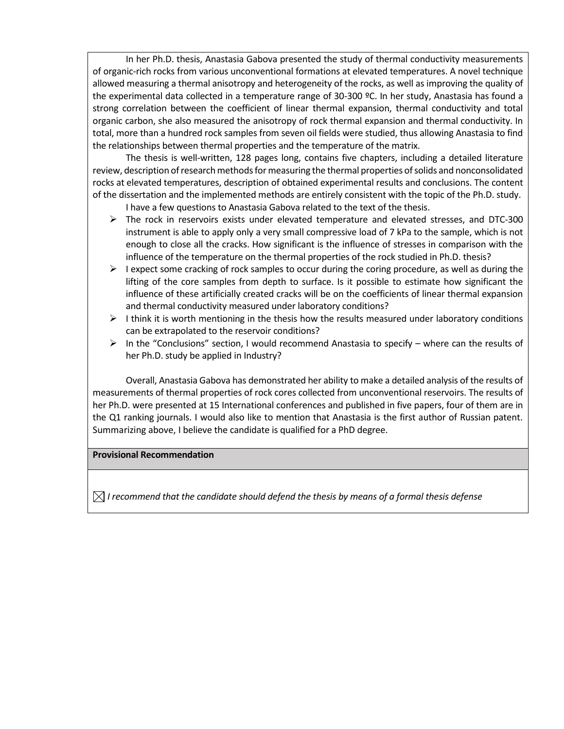In her Ph.D. thesis, Anastasia Gabova presented the study of thermal conductivity measurements of organic-rich rocks from various unconventional formations at elevated temperatures. A novel technique allowed measuring a thermal anisotropy and heterogeneity of the rocks, as well as improving the quality of the experimental data collected in a temperature range of 30-300 ºC. In her study, Anastasia has found a strong correlation between the coefficient of linear thermal expansion, thermal conductivity and total organic carbon, she also measured the anisotropy of rock thermal expansion and thermal conductivity. In total, more than a hundred rock samples from seven oil fields were studied, thus allowing Anastasia to find the relationships between thermal properties and the temperature of the matrix.

The thesis is well-written, 128 pages long, contains five chapters, including a detailed literature review, description of research methods for measuring the thermal properties of solids and nonconsolidated rocks at elevated temperatures, description of obtained experimental results and conclusions. The content of the dissertation and the implemented methods are entirely consistent with the topic of the Ph.D. study.

I have a few questions to Anastasia Gabova related to the text of the thesis.

- The rock in reservoirs exists under elevated temperature and elevated stresses, and DTC-300 instrument is able to apply only a very small compressive load of 7 kPa to the sample, which is not enough to close all the cracks. How significant is the influence of stresses in comparison with the influence of the temperature on the thermal properties of the rock studied in Ph.D. thesis?
- I expect some cracking of rock samples to occur during the coring procedure, as well as during the lifting of the core samples from depth to surface. Is it possible to estimate how significant the influence of these artificially created cracks will be on the coefficients of linear thermal expansion and thermal conductivity measured under laboratory conditions?
- I think it is worth mentioning in the thesis how the results measured under laboratory conditions can be extrapolated to the reservoir conditions?
- In the "Conclusions" section, I would recommend Anastasia to specify – where can the results of her Ph.D. study be applied in Industry?

Overall, Anastasia Gabova has demonstrated her ability to make a detailed analysis of the results of measurements of thermal properties of rock cores collected from unconventional reservoirs. The results of her Ph.D. were presented at 15 International conferences and published in five papers, four of them are in the Q1 ranking journals. I would also like to mention that Anastasia is the first author of Russian patent. Summarizing above, I believe the candidate is qualified for a PhD degree.

**Provisional Recommendation**

☒ *I recommend that the candidate should defend the thesis by means of a formal thesis defense*